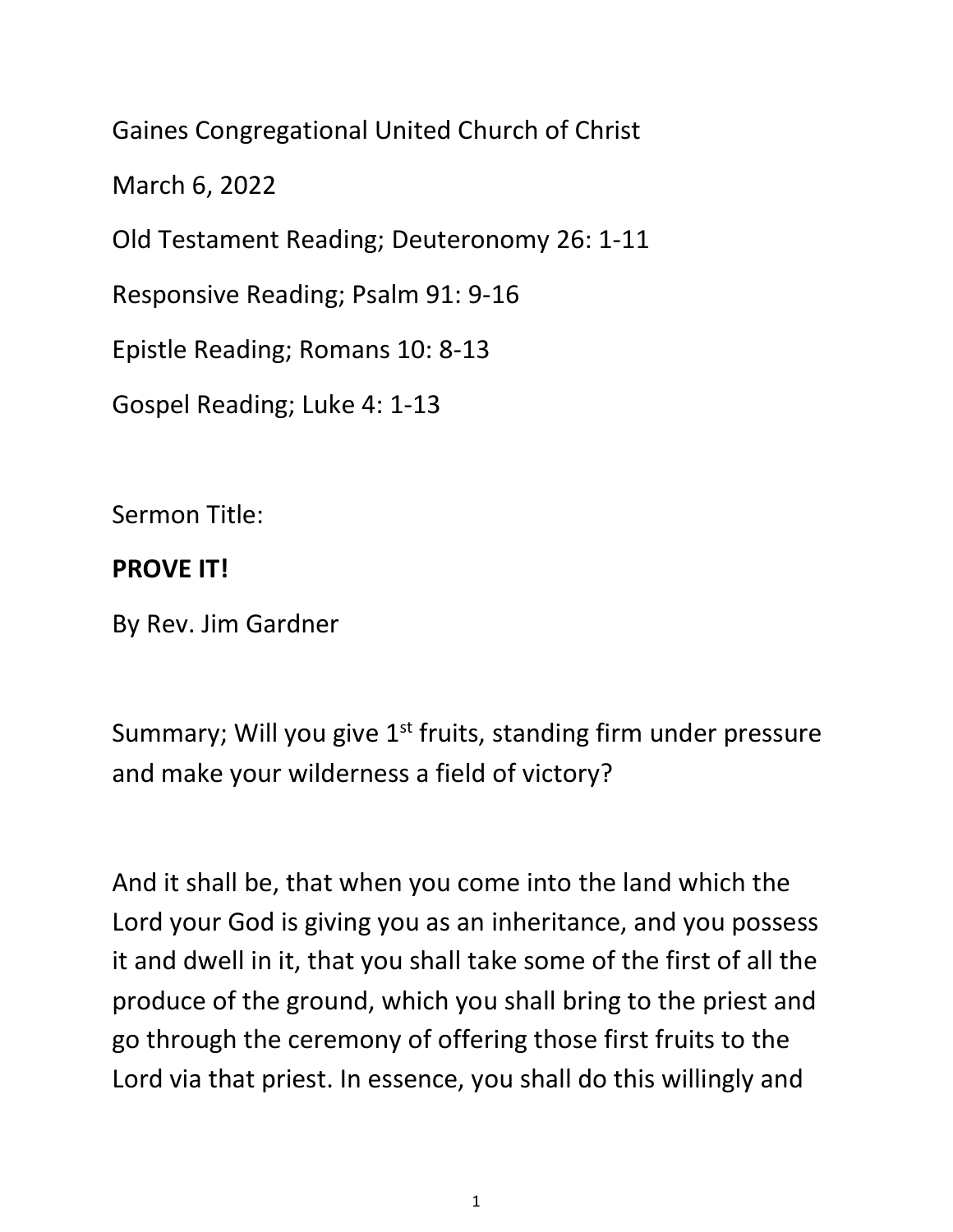Gaines Congregational United Church of Christ

March 6, 2022

Old Testament Reading; Deuteronomy 26: 1-11

Responsive Reading; Psalm 91: 9-16

Epistle Reading; Romans 10: 8-13

Gospel Reading; Luke 4: 1-13

Sermon Title:

**PROVE IT!**

By Rev. Jim Gardner

Summary; Will you give 1st fruits, standing firm under pressure and make your wilderness a field of victory?

And it shall be, that when you come into the land which the Lord your God is giving you as an inheritance, and you possess it and dwell in it, that you shall take some of the first of all the produce of the ground, which you shall bring to the priest and go through the ceremony of offering those first fruits to the Lord via that priest. In essence, you shall do this willingly and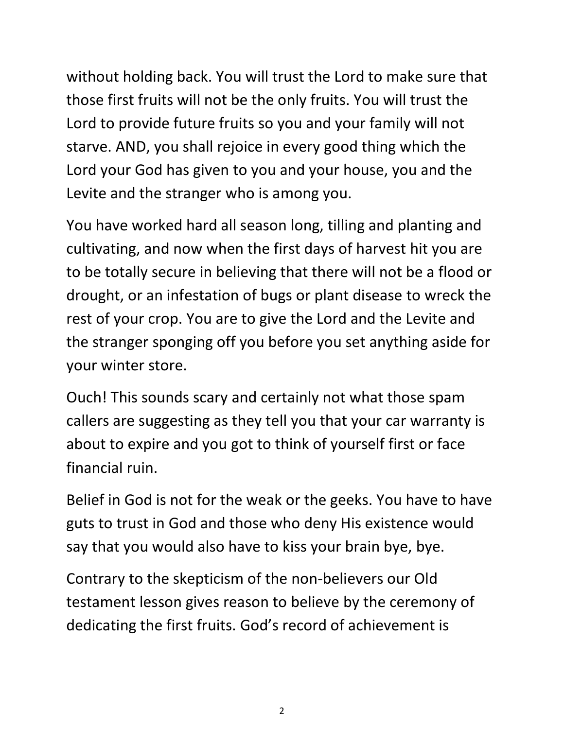without holding back. You will trust the Lord to make sure that those first fruits will not be the only fruits. You will trust the Lord to provide future fruits so you and your family will not starve. AND, you shall rejoice in every good thing which the Lord your God has given to you and your house, you and the Levite and the stranger who is among you.

You have worked hard all season long, tilling and planting and cultivating, and now when the first days of harvest hit you are to be totally secure in believing that there will not be a flood or drought, or an infestation of bugs or plant disease to wreck the rest of your crop. You are to give the Lord and the Levite and the stranger sponging off you before you set anything aside for your winter store.

Ouch! This sounds scary and certainly not what those spam callers are suggesting as they tell you that your car warranty is about to expire and you got to think of yourself first or face financial ruin.

Belief in God is not for the weak or the geeks. You have to have guts to trust in God and those who deny His existence would say that you would also have to kiss your brain bye, bye.

Contrary to the skepticism of the non-believers our Old testament lesson gives reason to believe by the ceremony of dedicating the first fruits. God's record of achievement is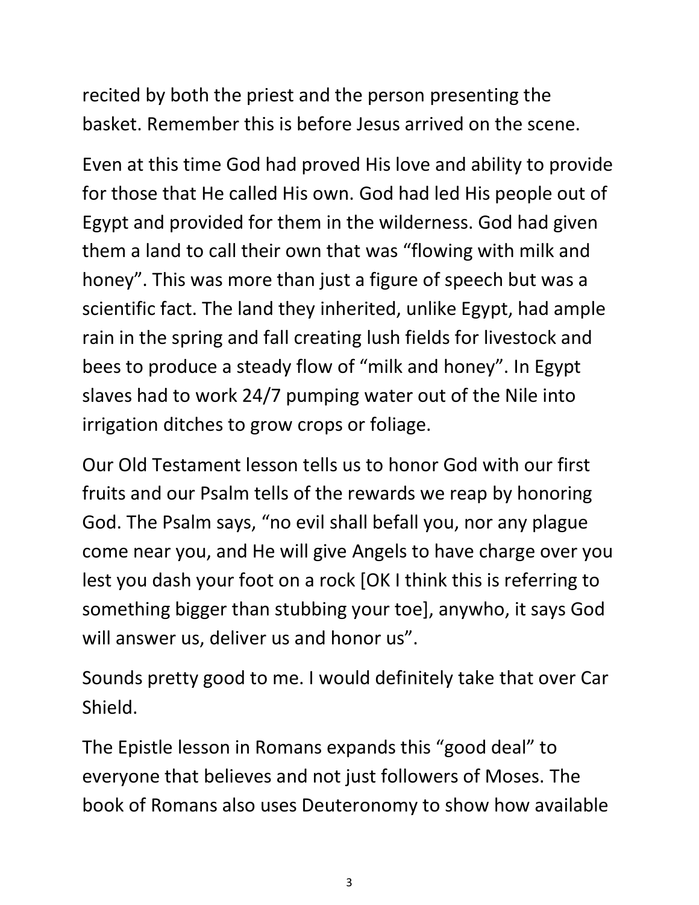recited by both the priest and the person presenting the basket. Remember this is before Jesus arrived on the scene.

Even at this time God had proved His love and ability to provide for those that He called His own. God had led His people out of Egypt and provided for them in the wilderness. God had given them a land to call their own that was "flowing with milk and honey". This was more than just a figure of speech but was a scientific fact. The land they inherited, unlike Egypt, had ample rain in the spring and fall creating lush fields for livestock and bees to produce a steady flow of "milk and honey". In Egypt slaves had to work 24/7 pumping water out of the Nile into irrigation ditches to grow crops or foliage.

Our Old Testament lesson tells us to honor God with our first fruits and our Psalm tells of the rewards we reap by honoring God. The Psalm says, "no evil shall befall you, nor any plague come near you, and He will give Angels to have charge over you lest you dash your foot on a rock [OK I think this is referring to something bigger than stubbing your toe], anywho, it says God will answer us, deliver us and honor us".

Sounds pretty good to me. I would definitely take that over Car Shield.

The Epistle lesson in Romans expands this "good deal" to everyone that believes and not just followers of Moses. The book of Romans also uses Deuteronomy to show how available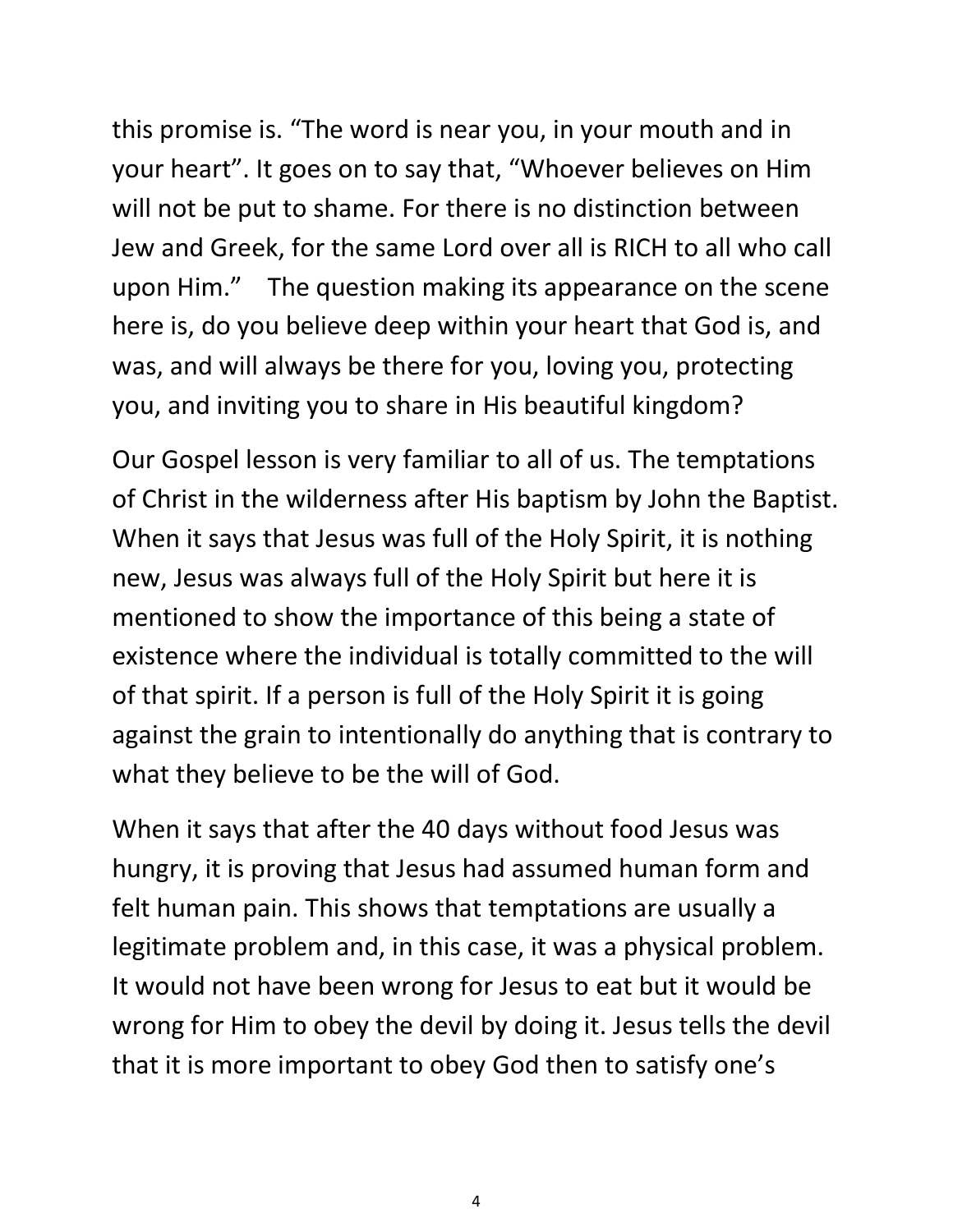this promise is. “The word is near you, in your mouth and in your heart”. It goes on to say that, “Whoever believes on Him will not be put to shame. For there is no distinction between Jew and Greek, for the same Lord over all is RICH to all who call upon Him.”    The question making its appearance on the scene here is, do you believe deep within your heart that God is, and was, and will always be there for you, loving you, protecting you, and inviting you to share in His beautiful kingdom?

Our Gospel lesson is very familiar to all of us. The temptations of Christ in the wilderness after His baptism by John the Baptist. When it says that Jesus was full of the Holy Spirit, it is nothing new, Jesus was always full of the Holy Spirit but here it is mentioned to show the importance of this being a state of existence where the individual is totally committed to the will of that spirit. If a person is full of the Holy Spirit it is going against the grain to intentionally do anything that is contrary to what they believe to be the will of God.

When it says that after the 40 days without food Jesus was hungry, it is proving that Jesus had assumed human form and felt human pain. This shows that temptations are usually a legitimate problem and, in this case, it was a physical problem. It would not have been wrong for Jesus to eat but it would be wrong for Him to obey the devil by doing it. Jesus tells the devil that it is more important to obey God then to satisfy one’s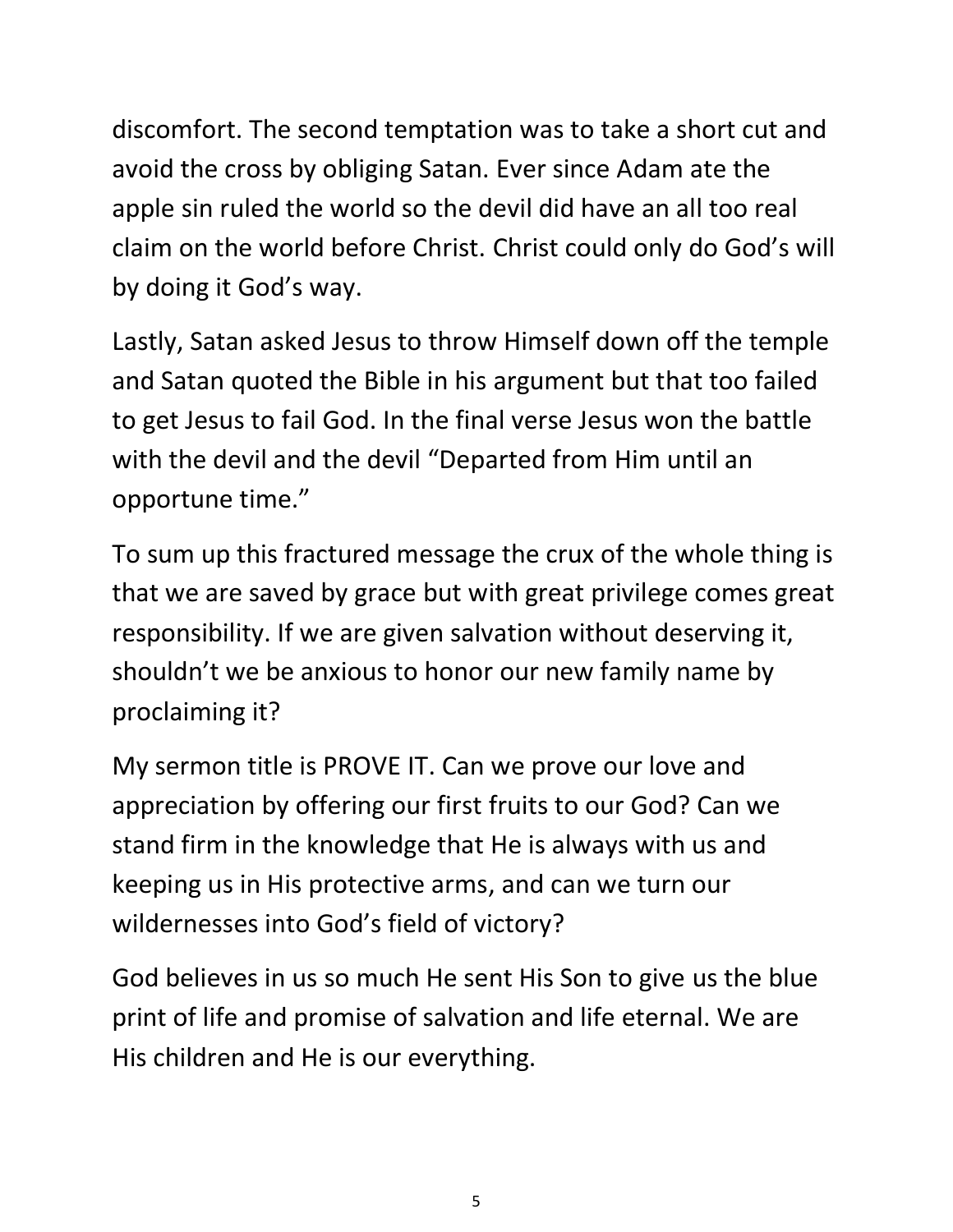discomfort. The second temptation was to take a short cut and avoid the cross by obliging Satan. Ever since Adam ate the apple sin ruled the world so the devil did have an all too real claim on the world before Christ. Christ could only do God's will by doing it God's way.

Lastly, Satan asked Jesus to throw Himself down off the temple and Satan quoted the Bible in his argument but that too failed to get Jesus to fail God. In the final verse Jesus won the battle with the devil and the devil "Departed from Him until an opportune time."

To sum up this fractured message the crux of the whole thing is that we are saved by grace but with great privilege comes great responsibility. If we are given salvation without deserving it, shouldn't we be anxious to honor our new family name by proclaiming it?

My sermon title is PROVE IT. Can we prove our love and appreciation by offering our first fruits to our God? Can we stand firm in the knowledge that He is always with us and keeping us in His protective arms, and can we turn our wildernesses into God's field of victory?

God believes in us so much He sent His Son to give us the blue print of life and promise of salvation and life eternal. We are His children and He is our everything.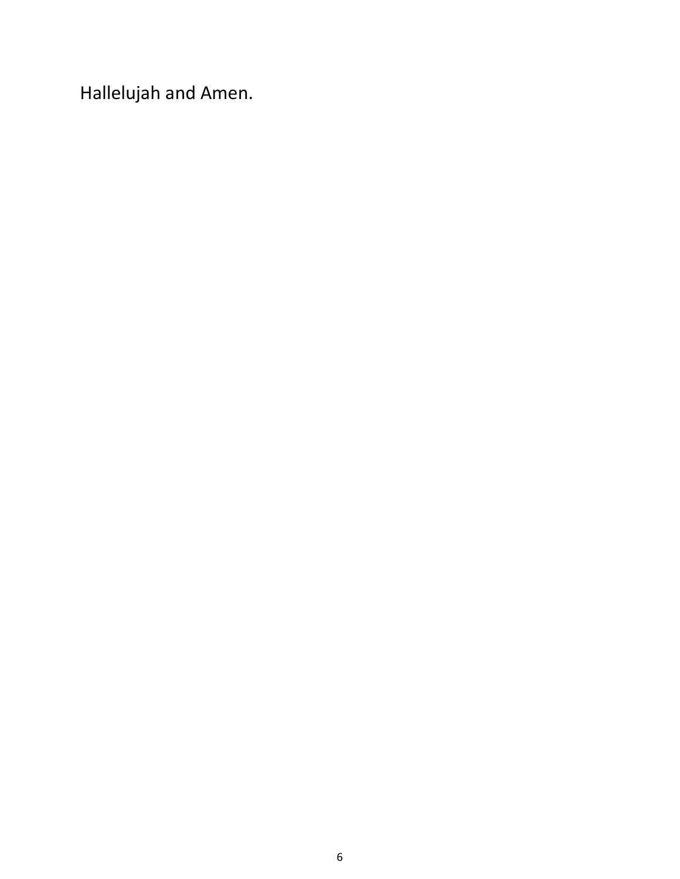Hallelujah and Amen.